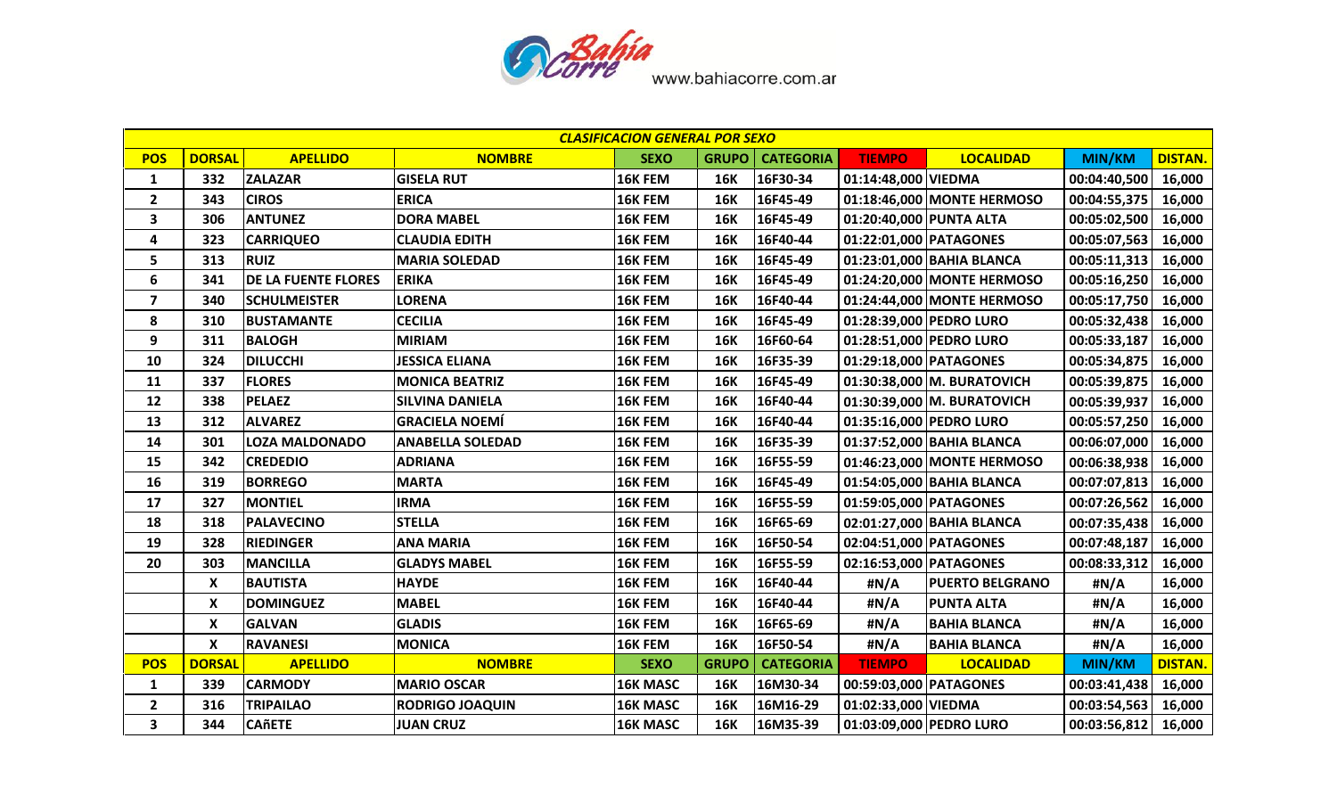www.bahiacorre.com.ar

| CLASIFICACION GENERAL POR SEXO | | | | | | | | | | |
|---|---|---|---|---|---|---|---|---|---|---|
| POS | DORSAL | APELLIDO | NOMBRE | SEXO | GRUPO | CATEGORIA | TIEMPO | LOCALIDAD | MIN/KM | DISTAN. |
| 1 | 332 | ZALAZAR | GISELA RUT | 16K FEM | 16K | 16F30-34 | 01:14:48,000 | VIEDMA | 00:04:40,500 | 16,000 |
| 2 | 343 | CIROS | ERICA | 16K FEM | 16K | 16F45-49 | 01:18:46,000 | MONTE HERMOSO | 00:04:55,375 | 16,000 |
| 3 | 306 | ANTUNEZ | DORA MABEL | 16K FEM | 16K | 16F45-49 | 01:20:40,000 | PUNTA ALTA | 00:05:02,500 | 16,000 |
| 4 | 323 | CARRIQUEO | CLAUDIA EDITH | 16K FEM | 16K | 16F40-44 | 01:22:01,000 | PATAGONES | 00:05:07,563 | 16,000 |
| 5 | 313 | RUIZ | MARIA SOLEDAD | 16K FEM | 16K | 16F45-49 | 01:23:01,000 | BAHIA BLANCA | 00:05:11,313 | 16,000 |
| 6 | 341 | DE LA FUENTE FLORES | ERIKA | 16K FEM | 16K | 16F45-49 | 01:24:20,000 | MONTE HERMOSO | 00:05:16,250 | 16,000 |
| 7 | 340 | SCHULMEISTER | LORENA | 16K FEM | 16K | 16F40-44 | 01:24:44,000 | MONTE HERMOSO | 00:05:17,750 | 16,000 |
| 8 | 310 | BUSTAMANTE | CECILIA | 16K FEM | 16K | 16F45-49 | 01:28:39,000 | PEDRO LURO | 00:05:32,438 | 16,000 |
| 9 | 311 | BALOGH | MIRIAM | 16K FEM | 16K | 16F60-64 | 01:28:51,000 | PEDRO LURO | 00:05:33,187 | 16,000 |
| 10 | 324 | DILUCCHI | JESSICA ELIANA | 16K FEM | 16K | 16F35-39 | 01:29:18,000 | PATAGONES | 00:05:34,875 | 16,000 |
| 11 | 337 | FLORES | MONICA BEATRIZ | 16K FEM | 16K | 16F45-49 | 01:30:38,000 | M. BURATOVICH | 00:05:39,875 | 16,000 |
| 12 | 338 | PELAEZ | SILVINA DANIELA | 16K FEM | 16K | 16F40-44 | 01:30:39,000 | M. BURATOVICH | 00:05:39,937 | 16,000 |
| 13 | 312 | ALVAREZ | GRACIELA NOEMÍ | 16K FEM | 16K | 16F40-44 | 01:35:16,000 | PEDRO LURO | 00:05:57,250 | 16,000 |
| 14 | 301 | LOZA MALDONADO | ANABELLA SOLEDAD | 16K FEM | 16K | 16F35-39 | 01:37:52,000 | BAHIA BLANCA | 00:06:07,000 | 16,000 |
| 15 | 342 | CREDEDIO | ADRIANA | 16K FEM | 16K | 16F55-59 | 01:46:23,000 | MONTE HERMOSO | 00:06:38,938 | 16,000 |
| 16 | 319 | BORREGO | MARTA | 16K FEM | 16K | 16F45-49 | 01:54:05,000 | BAHIA BLANCA | 00:07:07,813 | 16,000 |
| 17 | 327 | MONTIEL | IRMA | 16K FEM | 16K | 16F55-59 | 01:59:05,000 | PATAGONES | 00:07:26,562 | 16,000 |
| 18 | 318 | PALAVECINO | STELLA | 16K FEM | 16K | 16F65-69 | 02:01:27,000 | BAHIA BLANCA | 00:07:35,438 | 16,000 |
| 19 | 328 | RIEDINGER | ANA MARIA | 16K FEM | 16K | 16F50-54 | 02:04:51,000 | PATAGONES | 00:07:48,187 | 16,000 |
| 20 | 303 | MANCILLA | GLADYS MABEL | 16K FEM | 16K | 16F55-59 | 02:16:53,000 | PATAGONES | 00:08:33,312 | 16,000 |
| | X | BAUTISTA | HAYDE | 16K FEM | 16K | 16F40-44 | #N/A | PUERTO BELGRANO | #N/A | 16,000 |
| | X | DOMINGUEZ | MABEL | 16K FEM | 16K | 16F40-44 | #N/A | PUNTA ALTA | #N/A | 16,000 |
| | X | GALVAN | GLADIS | 16K FEM | 16K | 16F65-69 | #N/A | BAHIA BLANCA | #N/A | 16,000 |
| | X | RAVANESI | MONICA | 16K FEM | 16K | 16F50-54 | #N/A | BAHIA BLANCA | #N/A | 16,000 |
| POS | DORSAL | APELLIDO | NOMBRE | SEXO | GRUPO | CATEGORIA | TIEMPO | LOCALIDAD | MIN/KM | DISTAN. |
| 1 | 339 | CARMODY | MARIO OSCAR | 16K MASC | 16K | 16M30-34 | 00:59:03,000 | PATAGONES | 00:03:41,438 | 16,000 |
| 2 | 316 | TRIPAILAO | RODRIGO JOAQUIN | 16K MASC | 16K | 16M16-29 | 01:02:33,000 | VIEDMA | 00:03:54,563 | 16,000 |
| 3 | 344 | CAñETE | JUAN CRUZ | 16K MASC | 16K | 16M35-39 | 01:03:09,000 | PEDRO LURO | 00:03:56,812 | 16,000 |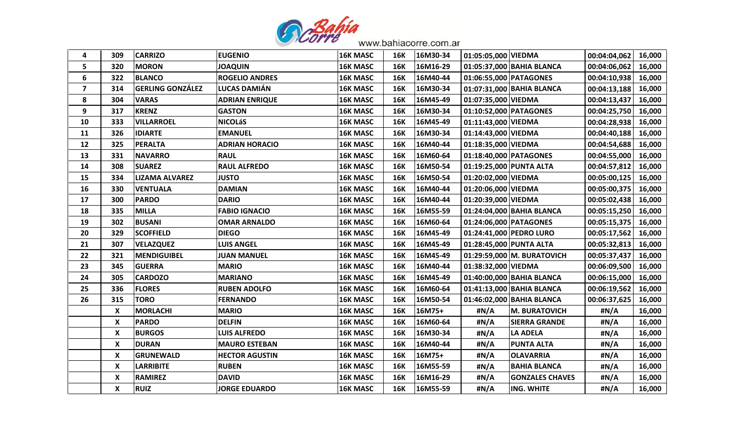| 4 | 309 | CARRIZO | EUGENIO | 16K MASC | 16K | 16M30-34 | 01:05:05,000 | VIEDMA | 00:04:04,062 | 16,000 |
|---|---|---|---|---|---|---|---|---|---|---|
| 5 | 320 | MORON | JOAQUIN | 16K MASC | 16K | 16M16-29 | 01:05:37,000 | BAHIA BLANCA | 00:04:06,062 | 16,000 |
| 6 | 322 | BLANCO | ROGELIO ANDRES | 16K MASC | 16K | 16M40-44 | 01:06:55,000 | PATAGONES | 00:04:10,938 | 16,000 |
| 7 | 314 | GERLING GONZÁLEZ | LUCAS DAMIÁN | 16K MASC | 16K | 16M30-34 | 01:07:31,000 | BAHIA BLANCA | 00:04:13,188 | 16,000 |
| 8 | 304 | VARAS | ADRIAN ENRIQUE | 16K MASC | 16K | 16M45-49 | 01:07:35,000 | VIEDMA | 00:04:13,437 | 16,000 |
| 9 | 317 | KRENZ | GASTON | 16K MASC | 16K | 16M30-34 | 01:10:52,000 | PATAGONES | 00:04:25,750 | 16,000 |
| 10 | 333 | VILLARROEL | NICOLáS | 16K MASC | 16K | 16M45-49 | 01:11:43,000 | VIEDMA | 00:04:28,938 | 16,000 |
| 11 | 326 | IDIARTE | EMANUEL | 16K MASC | 16K | 16M30-34 | 01:14:43,000 | VIEDMA | 00:04:40,188 | 16,000 |
| 12 | 325 | PERALTA | ADRIAN HORACIO | 16K MASC | 16K | 16M40-44 | 01:18:35,000 | VIEDMA | 00:04:54,688 | 16,000 |
| 13 | 331 | NAVARRO | RAUL | 16K MASC | 16K | 16M60-64 | 01:18:40,000 | PATAGONES | 00:04:55,000 | 16,000 |
| 14 | 308 | SUAREZ | RAUL ALFREDO | 16K MASC | 16K | 16M50-54 | 01:19:25,000 | PUNTA ALTA | 00:04:57,812 | 16,000 |
| 15 | 334 | LIZAMA ALVAREZ | JUSTO | 16K MASC | 16K | 16M50-54 | 01:20:02,000 | VIEDMA | 00:05:00,125 | 16,000 |
| 16 | 330 | VENTUALA | DAMIAN | 16K MASC | 16K | 16M40-44 | 01:20:06,000 | VIEDMA | 00:05:00,375 | 16,000 |
| 17 | 300 | PARDO | DARIO | 16K MASC | 16K | 16M40-44 | 01:20:39,000 | VIEDMA | 00:05:02,438 | 16,000 |
| 18 | 335 | MILLA | FABIO IGNACIO | 16K MASC | 16K | 16M55-59 | 01:24:04,000 | BAHIA BLANCA | 00:05:15,250 | 16,000 |
| 19 | 302 | BUSANI | OMAR ARNALDO | 16K MASC | 16K | 16M60-64 | 01:24:06,000 | PATAGONES | 00:05:15,375 | 16,000 |
| 20 | 329 | SCOFFIELD | DIEGO | 16K MASC | 16K | 16M45-49 | 01:24:41,000 | PEDRO LURO | 00:05:17,562 | 16,000 |
| 21 | 307 | VELAZQUEZ | LUIS ANGEL | 16K MASC | 16K | 16M45-49 | 01:28:45,000 | PUNTA ALTA | 00:05:32,813 | 16,000 |
| 22 | 321 | MENDIGUIBEL | JUAN MANUEL | 16K MASC | 16K | 16M45-49 | 01:29:59,000 | M. BURATOVICH | 00:05:37,437 | 16,000 |
| 23 | 345 | GUERRA | MARIO | 16K MASC | 16K | 16M40-44 | 01:38:32,000 | VIEDMA | 00:06:09,500 | 16,000 |
| 24 | 305 | CARDOZO | MARIANO | 16K MASC | 16K | 16M45-49 | 01:40:00,000 | BAHIA BLANCA | 00:06:15,000 | 16,000 |
| 25 | 336 | FLORES | RUBEN ADOLFO | 16K MASC | 16K | 16M60-64 | 01:41:13,000 | BAHIA BLANCA | 00:06:19,562 | 16,000 |
| 26 | 315 | TORO | FERNANDO | 16K MASC | 16K | 16M50-54 | 01:46:02,000 | BAHIA BLANCA | 00:06:37,625 | 16,000 |
| | X | MORLACHI | MARIO | 16K MASC | 16K | 16M75+ | #N/A | M. BURATOVICH | #N/A | 16,000 |
| | X | PARDO | DELFIN | 16K MASC | 16K | 16M60-64 | #N/A | SIERRA GRANDE | #N/A | 16,000 |
| | X | BURGOS | LUIS ALFREDO | 16K MASC | 16K | 16M30-34 | #N/A | LA ADELA | #N/A | 16,000 |
| | X | DURAN | MAURO ESTEBAN | 16K MASC | 16K | 16M40-44 | #N/A | PUNTA ALTA | #N/A | 16,000 |
| | X | GRUNEWALD | HECTOR AGUSTIN | 16K MASC | 16K | 16M75+ | #N/A | OLAVARRIA | #N/A | 16,000 |
| | X | LARRIBITE | RUBEN | 16K MASC | 16K | 16M55-59 | #N/A | BAHIA BLANCA | #N/A | 16,000 |
| | X | RAMIREZ | DAVID | 16K MASC | 16K | 16M16-29 | #N/A | GONZALES CHAVES | #N/A | 16,000 |
| | X | RUIZ | JORGE EDUARDO | 16K MASC | 16K | 16M55-59 | #N/A | ING. WHITE | #N/A | 16,000 |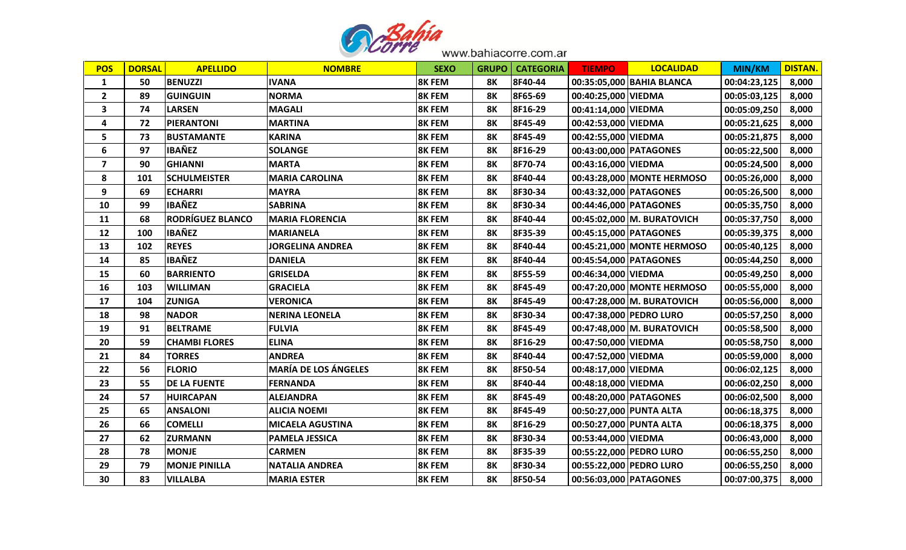Bahía Corre www.bahiacorre.com.ar

| POS | DORSAL | APELLIDO | NOMBRE | SEXO | GRUPO | CATEGORIA | TIEMPO | LOCALIDAD | MIN/KM | DISTAN. |
|---|---|---|---|---|---|---|---|---|---|---|
| 1 | 50 | BENUZZI | IVANA | 8K FEM | 8K | 8F40-44 | 00:35:05,000 | BAHIA BLANCA | 00:04:23,125 | 8,000 |
| 2 | 89 | GUINGUIN | NORMA | 8K FEM | 8K | 8F65-69 | 00:40:25,000 | VIEDMA | 00:05:03,125 | 8,000 |
| 3 | 74 | LARSEN | MAGALI | 8K FEM | 8K | 8F16-29 | 00:41:14,000 | VIEDMA | 00:05:09,250 | 8,000 |
| 4 | 72 | PIERANTONI | MARTINA | 8K FEM | 8K | 8F45-49 | 00:42:53,000 | VIEDMA | 00:05:21,625 | 8,000 |
| 5 | 73 | BUSTAMANTE | KARINA | 8K FEM | 8K | 8F45-49 | 00:42:55,000 | VIEDMA | 00:05:21,875 | 8,000 |
| 6 | 97 | IBAÑEZ | SOLANGE | 8K FEM | 8K | 8F16-29 | 00:43:00,000 | PATAGONES | 00:05:22,500 | 8,000 |
| 7 | 90 | GHIANNI | MARTA | 8K FEM | 8K | 8F70-74 | 00:43:16,000 | VIEDMA | 00:05:24,500 | 8,000 |
| 8 | 101 | SCHULMEISTER | MARIA CAROLINA | 8K FEM | 8K | 8F40-44 | 00:43:28,000 | MONTE HERMOSO | 00:05:26,000 | 8,000 |
| 9 | 69 | ECHARRI | MAYRA | 8K FEM | 8K | 8F30-34 | 00:43:32,000 | PATAGONES | 00:05:26,500 | 8,000 |
| 10 | 99 | IBAÑEZ | SABRINA | 8K FEM | 8K | 8F30-34 | 00:44:46,000 | PATAGONES | 00:05:35,750 | 8,000 |
| 11 | 68 | RODRÍGUEZ BLANCO | MARIA FLORENCIA | 8K FEM | 8K | 8F40-44 | 00:45:02,000 | M. BURATOVICH | 00:05:37,750 | 8,000 |
| 12 | 100 | IBAÑEZ | MARIANELA | 8K FEM | 8K | 8F35-39 | 00:45:15,000 | PATAGONES | 00:05:39,375 | 8,000 |
| 13 | 102 | REYES | JORGELINA ANDREA | 8K FEM | 8K | 8F40-44 | 00:45:21,000 | MONTE HERMOSO | 00:05:40,125 | 8,000 |
| 14 | 85 | IBAÑEZ | DANIELA | 8K FEM | 8K | 8F40-44 | 00:45:54,000 | PATAGONES | 00:05:44,250 | 8,000 |
| 15 | 60 | BARRIENTO | GRISELDA | 8K FEM | 8K | 8F55-59 | 00:46:34,000 | VIEDMA | 00:05:49,250 | 8,000 |
| 16 | 103 | WILLIMAN | GRACIELA | 8K FEM | 8K | 8F45-49 | 00:47:20,000 | MONTE HERMOSO | 00:05:55,000 | 8,000 |
| 17 | 104 | ZUNIGA | VERONICA | 8K FEM | 8K | 8F45-49 | 00:47:28,000 | M. BURATOVICH | 00:05:56,000 | 8,000 |
| 18 | 98 | NADOR | NERINA LEONELA | 8K FEM | 8K | 8F30-34 | 00:47:38,000 | PEDRO LURO | 00:05:57,250 | 8,000 |
| 19 | 91 | BELTRAME | FULVIA | 8K FEM | 8K | 8F45-49 | 00:47:48,000 | M. BURATOVICH | 00:05:58,500 | 8,000 |
| 20 | 59 | CHAMBI FLORES | ELINA | 8K FEM | 8K | 8F16-29 | 00:47:50,000 | VIEDMA | 00:05:58,750 | 8,000 |
| 21 | 84 | TORRES | ANDREA | 8K FEM | 8K | 8F40-44 | 00:47:52,000 | VIEDMA | 00:05:59,000 | 8,000 |
| 22 | 56 | FLORIO | MARÍA DE LOS ÁNGELES | 8K FEM | 8K | 8F50-54 | 00:48:17,000 | VIEDMA | 00:06:02,125 | 8,000 |
| 23 | 55 | DE LA FUENTE | FERNANDA | 8K FEM | 8K | 8F40-44 | 00:48:18,000 | VIEDMA | 00:06:02,250 | 8,000 |
| 24 | 57 | HUIRCAPAN | ALEJANDRA | 8K FEM | 8K | 8F45-49 | 00:48:20,000 | PATAGONES | 00:06:02,500 | 8,000 |
| 25 | 65 | ANSALONI | ALICIA NOEMI | 8K FEM | 8K | 8F45-49 | 00:50:27,000 | PUNTA ALTA | 00:06:18,375 | 8,000 |
| 26 | 66 | COMELLI | MICAELA AGUSTINA | 8K FEM | 8K | 8F16-29 | 00:50:27,000 | PUNTA ALTA | 00:06:18,375 | 8,000 |
| 27 | 62 | ZURMANN | PAMELA JESSICA | 8K FEM | 8K | 8F30-34 | 00:53:44,000 | VIEDMA | 00:06:43,000 | 8,000 |
| 28 | 78 | MONJE | CARMEN | 8K FEM | 8K | 8F35-39 | 00:55:22,000 | PEDRO LURO | 00:06:55,250 | 8,000 |
| 29 | 79 | MONJE PINILLA | NATALIA ANDREA | 8K FEM | 8K | 8F30-34 | 00:55:22,000 | PEDRO LURO | 00:06:55,250 | 8,000 |
| 30 | 83 | VILLALBA | MARIA ESTER | 8K FEM | 8K | 8F50-54 | 00:56:03,000 | PATAGONES | 00:07:00,375 | 8,000 |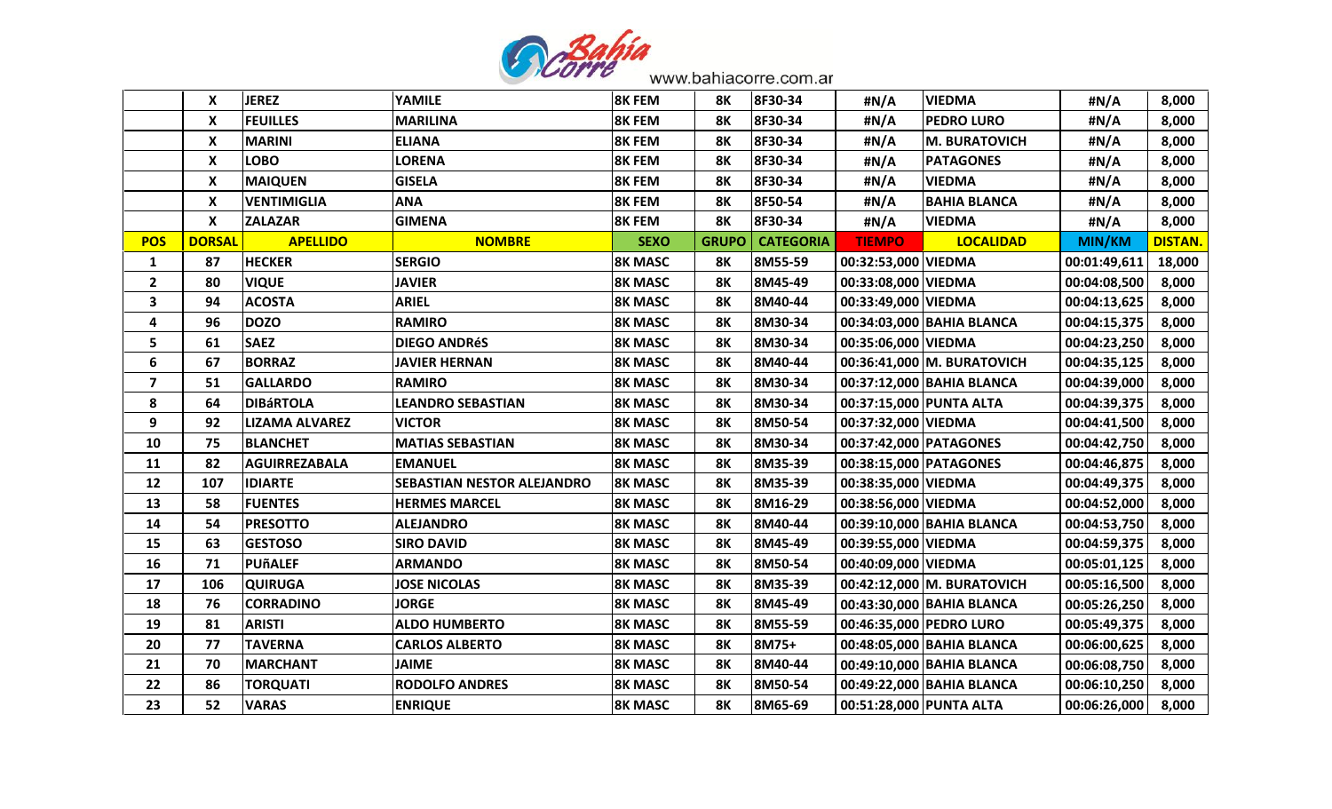| | X | JEREZ | YAMILE | 8K FEM | 8K | 8F30-34 | #N/A | VIEDMA | #N/A | 8,000 |
|---|---|---|---|---|---|---|---|---|---|---|
| | X | FEUILLES | MARILINA | 8K FEM | 8K | 8F30-34 | #N/A | PEDRO LURO | #N/A | 8,000 |
| | X | MARINI | ELIANA | 8K FEM | 8K | 8F30-34 | #N/A | M. BURATOVICH | #N/A | 8,000 |
| | X | LOBO | LORENA | 8K FEM | 8K | 8F30-34 | #N/A | PATAGONES | #N/A | 8,000 |
| | X | MAIQUEN | GISELA | 8K FEM | 8K | 8F30-34 | #N/A | VIEDMA | #N/A | 8,000 |
| | X | VENTIMIGLIA | ANA | 8K FEM | 8K | 8F50-54 | #N/A | BAHIA BLANCA | #N/A | 8,000 |
| | X | ZALAZAR | GIMENA | 8K FEM | 8K | 8F30-34 | #N/A | VIEDMA | #N/A | 8,000 |
| **POS** | **DORSAL** | **APELLIDO** | **NOMBRE** | **SEXO** | **GRUPO** | **CATEGORIA** | **TIEMPO** | **LOCALIDAD** | **MIN/KM** | **DISTAN.** |
| 1 | 87 | HECKER | SERGIO | 8K MASC | 8K | 8M55-59 | 00:32:53,000 | VIEDMA | 00:01:49,611 | 18,000 |
| 2 | 80 | VIQUE | JAVIER | 8K MASC | 8K | 8M45-49 | 00:33:08,000 | VIEDMA | 00:04:08,500 | 8,000 |
| 3 | 94 | ACOSTA | ARIEL | 8K MASC | 8K | 8M40-44 | 00:33:49,000 | VIEDMA | 00:04:13,625 | 8,000 |
| 4 | 96 | DOZO | RAMIRO | 8K MASC | 8K | 8M30-34 | 00:34:03,000 | BAHIA BLANCA | 00:04:15,375 | 8,000 |
| 5 | 61 | SAEZ | DIEGO ANDRéS | 8K MASC | 8K | 8M30-34 | 00:35:06,000 | VIEDMA | 00:04:23,250 | 8,000 |
| 6 | 67 | BORRAZ | JAVIER HERNAN | 8K MASC | 8K | 8M40-44 | 00:36:41,000 | M. BURATOVICH | 00:04:35,125 | 8,000 |
| 7 | 51 | GALLARDO | RAMIRO | 8K MASC | 8K | 8M30-34 | 00:37:12,000 | BAHIA BLANCA | 00:04:39,000 | 8,000 |
| 8 | 64 | DIBáRTOLA | LEANDRO SEBASTIAN | 8K MASC | 8K | 8M30-34 | 00:37:15,000 | PUNTA ALTA | 00:04:39,375 | 8,000 |
| 9 | 92 | LIZAMA ALVAREZ | VICTOR | 8K MASC | 8K | 8M50-54 | 00:37:32,000 | VIEDMA | 00:04:41,500 | 8,000 |
| 10 | 75 | BLANCHET | MATIAS SEBASTIAN | 8K MASC | 8K | 8M30-34 | 00:37:42,000 | PATAGONES | 00:04:42,750 | 8,000 |
| 11 | 82 | AGUIRREZABALA | EMANUEL | 8K MASC | 8K | 8M35-39 | 00:38:15,000 | PATAGONES | 00:04:46,875 | 8,000 |
| 12 | 107 | IDIARTE | SEBASTIAN NESTOR ALEJANDRO | 8K MASC | 8K | 8M35-39 | 00:38:35,000 | VIEDMA | 00:04:49,375 | 8,000 |
| 13 | 58 | FUENTES | HERMES MARCEL | 8K MASC | 8K | 8M16-29 | 00:38:56,000 | VIEDMA | 00:04:52,000 | 8,000 |
| 14 | 54 | PRESOTTO | ALEJANDRO | 8K MASC | 8K | 8M40-44 | 00:39:10,000 | BAHIA BLANCA | 00:04:53,750 | 8,000 |
| 15 | 63 | GESTOSO | SIRO DAVID | 8K MASC | 8K | 8M45-49 | 00:39:55,000 | VIEDMA | 00:04:59,375 | 8,000 |
| 16 | 71 | PUñALEF | ARMANDO | 8K MASC | 8K | 8M50-54 | 00:40:09,000 | VIEDMA | 00:05:01,125 | 8,000 |
| 17 | 106 | QUIRUGA | JOSE NICOLAS | 8K MASC | 8K | 8M35-39 | 00:42:12,000 | M. BURATOVICH | 00:05:16,500 | 8,000 |
| 18 | 76 | CORRADINO | JORGE | 8K MASC | 8K | 8M45-49 | 00:43:30,000 | BAHIA BLANCA | 00:05:26,250 | 8,000 |
| 19 | 81 | ARISTI | ALDO HUMBERTO | 8K MASC | 8K | 8M55-59 | 00:46:35,000 | PEDRO LURO | 00:05:49,375 | 8,000 |
| 20 | 77 | TAVERNA | CARLOS ALBERTO | 8K MASC | 8K | 8M75+ | 00:48:05,000 | BAHIA BLANCA | 00:06:00,625 | 8,000 |
| 21 | 70 | MARCHANT | JAIME | 8K MASC | 8K | 8M40-44 | 00:49:10,000 | BAHIA BLANCA | 00:06:08,750 | 8,000 |
| 22 | 86 | TORQUATI | RODOLFO ANDRES | 8K MASC | 8K | 8M50-54 | 00:49:22,000 | BAHIA BLANCA | 00:06:10,250 | 8,000 |
| 23 | 52 | VARAS | ENRIQUE | 8K MASC | 8K | 8M65-69 | 00:51:28,000 | PUNTA ALTA | 00:06:26,000 | 8,000 |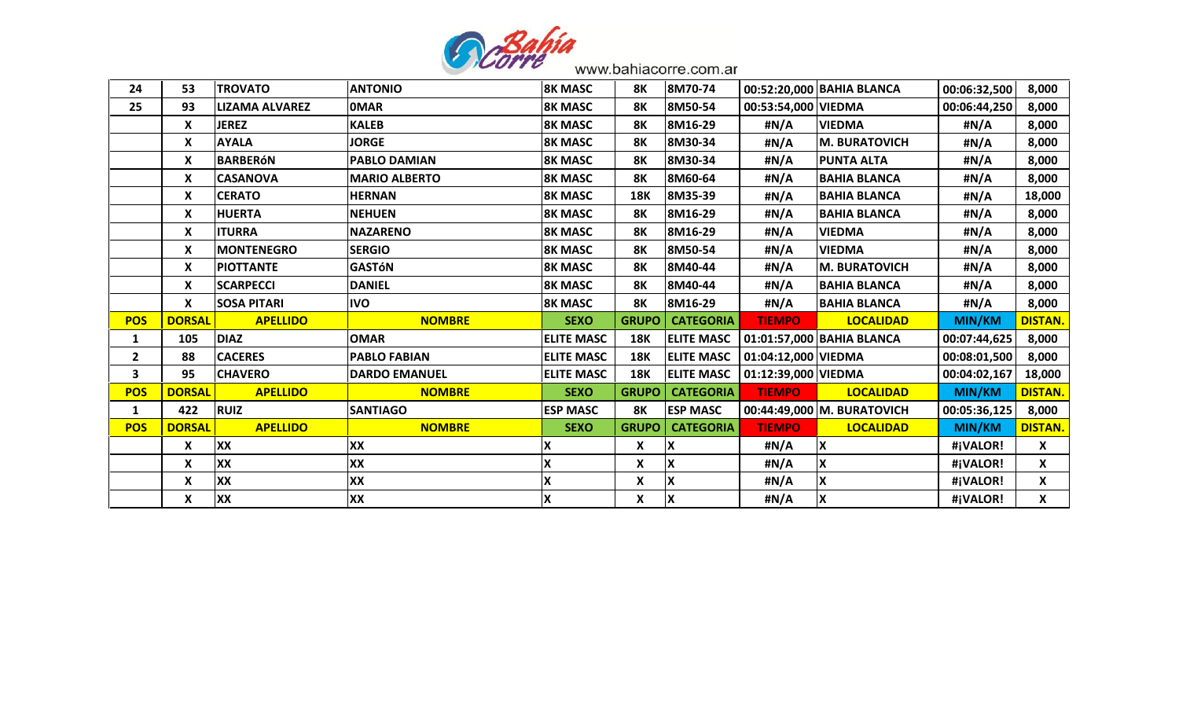| | | | | | | | | | | |
|---|---|---|---|---|---|---|---|---|---|---|
| 24 | 53 | TROVATO | ANTONIO | 8K MASC | 8K | 8M70-74 | 00:52:20,000 | BAHIA BLANCA | 00:06:32,500 | 8,000 |
| 25 | 93 | LIZAMA ALVAREZ | 0MAR | 8K MASC | 8K | 8M50-54 | 00:53:54,000 | VIEDMA | 00:06:44,250 | 8,000 |
| | X | JEREZ | KALEB | 8K MASC | 8K | 8M16-29 | #N/A | VIEDMA | #N/A | 8,000 |
| | X | AYALA | JORGE | 8K MASC | 8K | 8M30-34 | #N/A | M. BURATOVICH | #N/A | 8,000 |
| | X | BARBERóN | PABLO DAMIAN | 8K MASC | 8K | 8M30-34 | #N/A | PUNTA ALTA | #N/A | 8,000 |
| | X | CASANOVA | MARIO ALBERTO | 8K MASC | 8K | 8M60-64 | #N/A | BAHIA BLANCA | #N/A | 8,000 |
| | X | CERATO | HERNAN | 8K MASC | 18K | 8M35-39 | #N/A | BAHIA BLANCA | #N/A | 18,000 |
| | X | HUERTA | NEHUEN | 8K MASC | 8K | 8M16-29 | #N/A | BAHIA BLANCA | #N/A | 8,000 |
| | X | ITURRA | NAZARENO | 8K MASC | 8K | 8M16-29 | #N/A | VIEDMA | #N/A | 8,000 |
| | X | MONTENEGRO | SERGIO | 8K MASC | 8K | 8M50-54 | #N/A | VIEDMA | #N/A | 8,000 |
| | X | PIOTTANTE | GASTóN | 8K MASC | 8K | 8M40-44 | #N/A | M. BURATOVICH | #N/A | 8,000 |
| | X | SCARPECCI | DANIEL | 8K MASC | 8K | 8M40-44 | #N/A | BAHIA BLANCA | #N/A | 8,000 |
| | X | SOSA PITARI | IVO | 8K MASC | 8K | 8M16-29 | #N/A | BAHIA BLANCA | #N/A | 8,000 |
| **POS** | **DORSAL** | **APELLIDO** | **NOMBRE** | **SEXO** | **GRUPO** | **CATEGORIA** | **TIEMPO** | **LOCALIDAD** | **MIN/KM** | **DISTAN.** |
| 1 | 105 | DIAZ | OMAR | ELITE MASC | 18K | ELITE MASC | 01:01:57,000 | BAHIA BLANCA | 00:07:44,625 | 8,000 |
| 2 | 88 | CACERES | PABLO FABIAN | ELITE MASC | 18K | ELITE MASC | 01:04:12,000 | VIEDMA | 00:08:01,500 | 8,000 |
| 3 | 95 | CHAVERO | DARDO EMANUEL | ELITE MASC | 18K | ELITE MASC | 01:12:39,000 | VIEDMA | 00:04:02,167 | 18,000 |
| **POS** | **DORSAL** | **APELLIDO** | **NOMBRE** | **SEXO** | **GRUPO** | **CATEGORIA** | **TIEMPO** | **LOCALIDAD** | **MIN/KM** | **DISTAN.** |
| 1 | 422 | RUIZ | SANTIAGO | ESP MASC | 8K | ESP MASC | 00:44:49,000 | M. BURATOVICH | 00:05:36,125 | 8,000 |
| **POS** | **DORSAL** | **APELLIDO** | **NOMBRE** | **SEXO** | **GRUPO** | **CATEGORIA** | **TIEMPO** | **LOCALIDAD** | **MIN/KM** | **DISTAN.** |
| | X | XX | XX | X | X | X | #N/A | X | #¡VALOR! | X |
| | X | XX | XX | X | X | X | #N/A | X | #¡VALOR! | X |
| | X | XX | XX | X | X | X | #N/A | X | #¡VALOR! | X |
| | X | XX | XX | X | X | X | #N/A | X | #¡VALOR! | X |